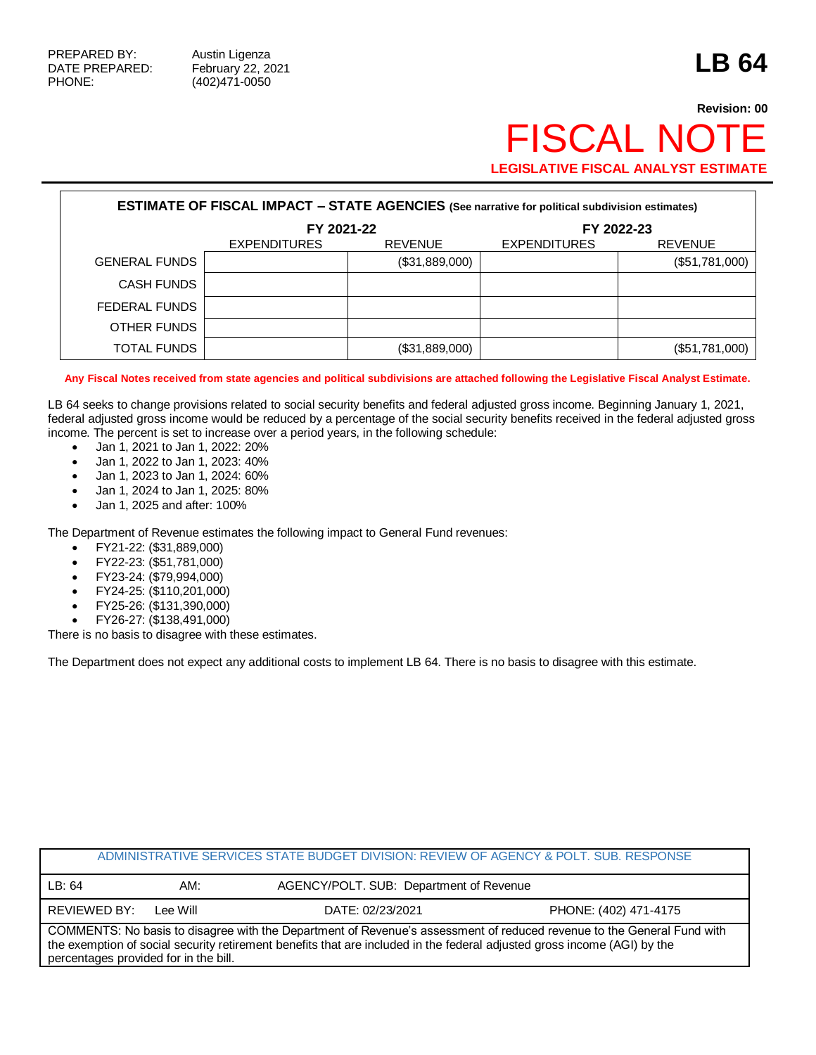PREPARED BY: Austin Ligenza
DATE PREPARED: February 22, 2021
PHONE: (402)471-0050

# LB 64

**Revision: 00**

# FISCAL NOTE

**LEGISLATIVE FISCAL ANALYST ESTIMATE**

| ESTIMATE OF FISCAL IMPACT – STATE AGENCIES (See narrative for political subdivision estimates) | FY 2021-22 | | FY 2022-23 | |
|---|---|---|---|---|
| | EXPENDITURES | REVENUE | EXPENDITURES | REVENUE |
| GENERAL FUNDS | | ($31,889,000) | | ($51,781,000) |
| CASH FUNDS | | | | |
| FEDERAL FUNDS | | | | |
| OTHER FUNDS | | | | |
| TOTAL FUNDS | | ($31,889,000) | | ($51,781,000) |

**Any Fiscal Notes received from state agencies and political subdivisions are attached following the Legislative Fiscal Analyst Estimate.**

LB 64 seeks to change provisions related to social security benefits and federal adjusted gross income. Beginning January 1, 2021, federal adjusted gross income would be reduced by a percentage of the social security benefits received in the federal adjusted gross income. The percent is set to increase over a period years, in the following schedule:

- Jan 1, 2021 to Jan 1, 2022: 20%
- Jan 1, 2022 to Jan 1, 2023: 40%
- Jan 1, 2023 to Jan 1, 2024: 60%
- Jan 1, 2024 to Jan 1, 2025: 80%
- Jan 1, 2025 and after: 100%

The Department of Revenue estimates the following impact to General Fund revenues:

- FY21-22: ($31,889,000)
- FY22-23: ($51,781,000)
- FY23-24: ($79,994,000)
- FY24-25: ($110,201,000)
- FY25-26: ($131,390,000)
- FY26-27: ($138,491,000)

There is no basis to disagree with these estimates.

The Department does not expect any additional costs to implement LB 64. There is no basis to disagree with this estimate.

| ADMINISTRATIVE SERVICES STATE BUDGET DIVISION: REVIEW OF AGENCY & POLT. SUB. RESPONSE | | | |
|---|---|---|---|
| LB: 64 | AM: | AGENCY/POLT. SUB: Department of Revenue | |
| REVIEWED BY: Lee Will | | DATE: 02/23/2021 | PHONE: (402) 471-4175 |
| COMMENTS: No basis to disagree with the Department of Revenue's assessment of reduced revenue to the General Fund with the exemption of social security retirement benefits that are included in the federal adjusted gross income (AGI) by the percentages provided for in the bill. | | | |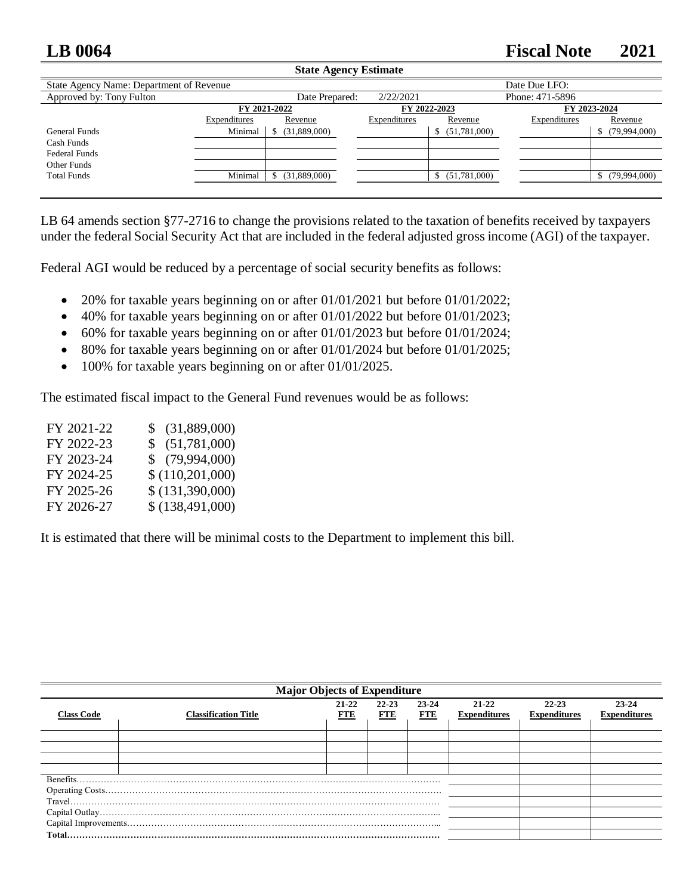# LB 0064 | Fiscal Note | 2021

**State Agency Estimate**

| | | | | | | |
|---|---|---|---|---|---|---|
| State Agency Name: Department of Revenue | | | | | Date Due LFO: | |
| Approved by: Tony Fulton | | Date Prepared: | 2/22/2021 | | Phone: 471-5896 | |
| | FY 2021-2022 | | FY 2022-2023 | | FY 2023-2024 | |
| | Expenditures | Revenue | Expenditures | Revenue | Expenditures | Revenue |
| General Funds | Minimal | $ (31,889,000) | | $ (51,781,000) | | $ (79,994,000) |
| Cash Funds | | | | | | |
| Federal Funds | | | | | | |
| Other Funds | | | | | | |
| Total Funds | Minimal | $ (31,889,000) | | $ (51,781,000) | | $ (79,994,000) |

LB 64 amends section §77-2716 to change the provisions related to the taxation of benefits received by taxpayers under the federal Social Security Act that are included in the federal adjusted gross income (AGI) of the taxpayer.

Federal AGI would be reduced by a percentage of social security benefits as follows:

- 20% for taxable years beginning on or after 01/01/2021 but before 01/01/2022;
- 40% for taxable years beginning on or after 01/01/2022 but before 01/01/2023;
- 60% for taxable years beginning on or after 01/01/2023 but before 01/01/2024;
- 80% for taxable years beginning on or after 01/01/2024 but before 01/01/2025;
- 100% for taxable years beginning on or after 01/01/2025.

The estimated fiscal impact to the General Fund revenues would be as follows:

| | |
|---|---|
| FY 2021-22 | $ (31,889,000) |
| FY 2022-23 | $ (51,781,000) |
| FY 2023-24 | $ (79,994,000) |
| FY 2024-25 | $ (110,201,000) |
| FY 2025-26 | $ (131,390,000) |
| FY 2026-27 | $ (138,491,000) |

It is estimated that there will be minimal costs to the Department to implement this bill.

**Major Objects of Expenditure**

| Class Code | Classification Title | 21-22 FTE | 22-23 FTE | 23-24 FTE | 21-22 Expenditures | 22-23 Expenditures | 23-24 Expenditures |
|---|---|---|---|---|---|---|---|
| | | | | | | | |
| | | | | | | | |
| | | | | | | | |
| | | | | | | | |
| Benefits | | | | | | | |
| Operating Costs | | | | | | | |
| Travel | | | | | | | |
| Capital Outlay | | | | | | | |
| Capital Improvements | | | | | | | |
| **Total** | | | | | | | |